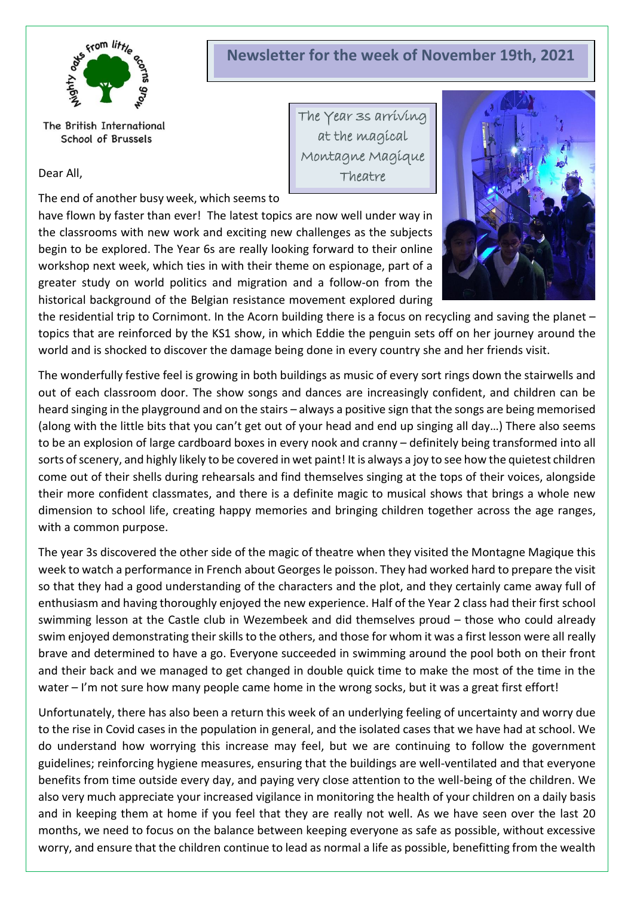# Newsletter for the week of November 19th, 2021

The British International School of Brussels

The Year 3s arriving at the magical Montagne Magique Theatre

Dear All,

The end of another busy week, which seems to have flown by faster than ever! The latest topics are now well under way in the classrooms with new work and exciting new challenges as the subjects begin to be explored. The Year 6s are really looking forward to their online workshop next week, which ties in with their theme on espionage, part of a greater study on world politics and migration and a follow-on from the historical background of the Belgian resistance movement explored during the residential trip to Cornimont. In the Acorn building there is a focus on recycling and saving the planet – topics that are reinforced by the KS1 show, in which Eddie the penguin sets off on her journey around the world and is shocked to discover the damage being done in every country she and her friends visit.

The wonderfully festive feel is growing in both buildings as music of every sort rings down the stairwells and out of each classroom door. The show songs and dances are increasingly confident, and children can be heard singing in the playground and on the stairs – always a positive sign that the songs are being memorised (along with the little bits that you can't get out of your head and end up singing all day…) There also seems to be an explosion of large cardboard boxes in every nook and cranny – definitely being transformed into all sorts of scenery, and highly likely to be covered in wet paint! It is always a joy to see how the quietest children come out of their shells during rehearsals and find themselves singing at the tops of their voices, alongside their more confident classmates, and there is a definite magic to musical shows that brings a whole new dimension to school life, creating happy memories and bringing children together across the age ranges, with a common purpose.

The year 3s discovered the other side of the magic of theatre when they visited the Montagne Magique this week to watch a performance in French about Georges le poisson. They had worked hard to prepare the visit so that they had a good understanding of the characters and the plot, and they certainly came away full of enthusiasm and having thoroughly enjoyed the new experience. Half of the Year 2 class had their first school swimming lesson at the Castle club in Wezembeek and did themselves proud – those who could already swim enjoyed demonstrating their skills to the others, and those for whom it was a first lesson were all really brave and determined to have a go. Everyone succeeded in swimming around the pool both on their front and their back and we managed to get changed in double quick time to make the most of the time in the water – I'm not sure how many people came home in the wrong socks, but it was a great first effort!

Unfortunately, there has also been a return this week of an underlying feeling of uncertainty and worry due to the rise in Covid cases in the population in general, and the isolated cases that we have had at school. We do understand how worrying this increase may feel, but we are continuing to follow the government guidelines; reinforcing hygiene measures, ensuring that the buildings are well-ventilated and that everyone benefits from time outside every day, and paying very close attention to the well-being of the children. We also very much appreciate your increased vigilance in monitoring the health of your children on a daily basis and in keeping them at home if you feel that they are really not well. As we have seen over the last 20 months, we need to focus on the balance between keeping everyone as safe as possible, without excessive worry, and ensure that the children continue to lead as normal a life as possible, benefitting from the wealth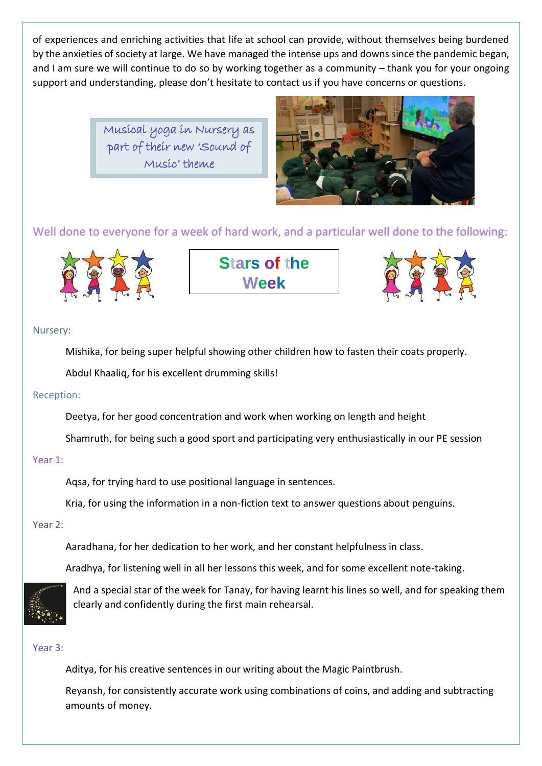of experiences and enriching activities that life at school can provide, without themselves being burdened by the anxieties of society at large. We have managed the intense ups and downs since the pandemic began, and I am sure we will continue to do so by working together as a community – thank you for your ongoing support and understanding, please don't hesitate to contact us if you have concerns or questions.

Musical yoga in Nursery as part of their new 'Sound of Music' theme

Well done to everyone for a week of hard work, and a particular well done to the following:

## Stars of the Week

Nursery:

Mishika, for being super helpful showing other children how to fasten their coats properly.

Abdul Khaaliq, for his excellent drumming skills!

Reception:

Deetya, for her good concentration and work when working on length and height

Shamruth, for being such a good sport and participating very enthusiastically in our PE session

Year 1:

Aqsa, for trying hard to use positional language in sentences.

Kria, for using the information in a non-fiction text to answer questions about penguins.

Year 2:

Aaradhana, for her dedication to her work, and her constant helpfulness in class.

Aradhya, for listening well in all her lessons this week, and for some excellent note-taking.

And a special star of the week for Tanay, for having learnt his lines so well, and for speaking them clearly and confidently during the first main rehearsal.

Year 3:

Aditya, for his creative sentences in our writing about the Magic Paintbrush.

Reyansh, for consistently accurate work using combinations of coins, and adding and subtracting amounts of money.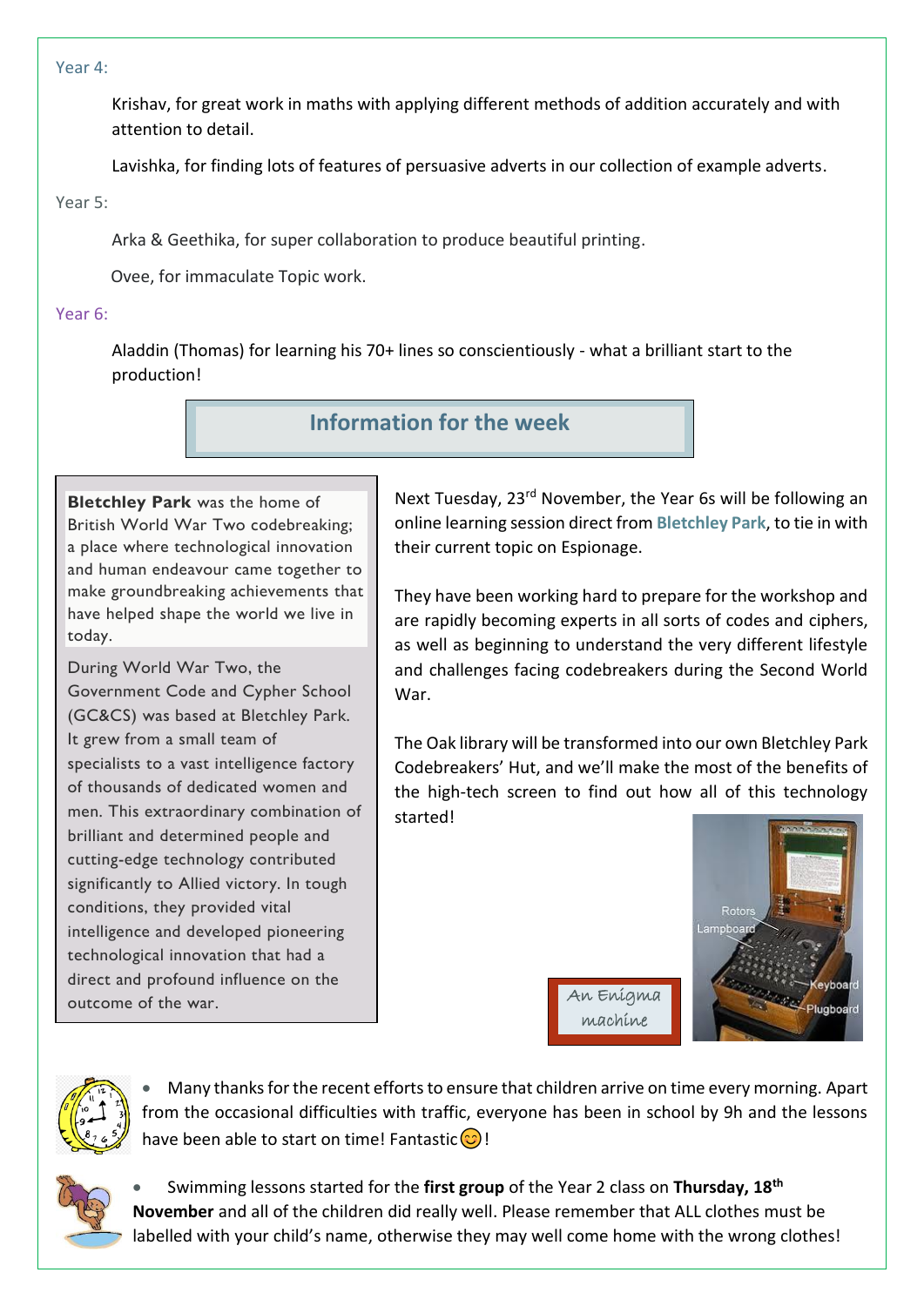Year 4:

Krishav, for great work in maths with applying different methods of addition accurately and with attention to detail.

Lavishka, for finding lots of features of persuasive adverts in our collection of example adverts.

Year 5:

Arka & Geethika, for super collaboration to produce beautiful printing.

Ovee, for immaculate Topic work.

Year 6:

Aladdin (Thomas) for learning his 70+ lines so conscientiously - what a brilliant start to the production!

## Information for the week

**Bletchley Park** was the home of British World War Two codebreaking; a place where technological innovation and human endeavour came together to make groundbreaking achievements that have helped shape the world we live in today.

During World War Two, the Government Code and Cypher School (GC&CS) was based at Bletchley Park. It grew from a small team of specialists to a vast intelligence factory of thousands of dedicated women and men. This extraordinary combination of brilliant and determined people and cutting-edge technology contributed significantly to Allied victory. In tough conditions, they provided vital intelligence and developed pioneering technological innovation that had a direct and profound influence on the outcome of the war.

Next Tuesday, 23rd November, the Year 6s will be following an online learning session direct from **Bletchley Park**, to tie in with their current topic on Espionage.

They have been working hard to prepare for the workshop and are rapidly becoming experts in all sorts of codes and ciphers, as well as beginning to understand the very different lifestyle and challenges facing codebreakers during the Second World War.

The Oak library will be transformed into our own Bletchley Park Codebreakers' Hut, and we'll make the most of the benefits of the high-tech screen to find out how all of this technology started!

An Enigma machine

- Many thanks for the recent efforts to ensure that children arrive on time every morning. Apart from the occasional difficulties with traffic, everyone has been in school by 9h and the lessons have been able to start on time! Fantastic 😊!

- Swimming lessons started for the **first group** of the Year 2 class on **Thursday, 18th November** and all of the children did really well. Please remember that ALL clothes must be labelled with your child's name, otherwise they may well come home with the wrong clothes!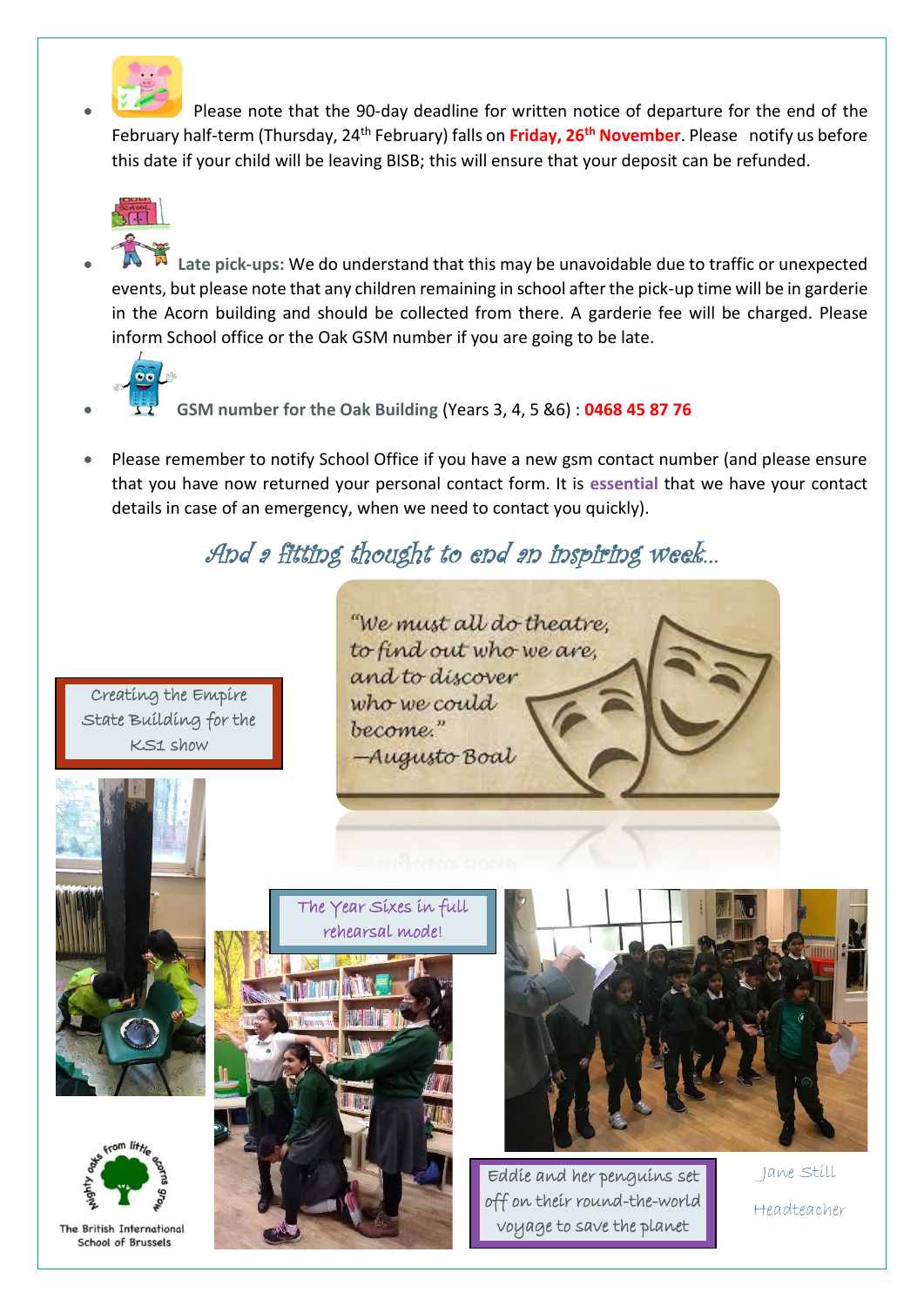- Please note that the 90-day deadline for written notice of departure for the end of the February half-term (Thursday, 24th February) falls on **Friday, 26th November**. Please notify us before this date if your child will be leaving BISB; this will ensure that your deposit can be refunded.

- **Late pick-ups:** We do understand that this may be unavoidable due to traffic or unexpected events, but please note that any children remaining in school after the pick-up time will be in garderie in the Acorn building and should be collected from there. A garderie fee will be charged. Please inform School office or the Oak GSM number if you are going to be late.

- **GSM number for the Oak Building** (Years 3, 4, 5 &6) : **0468 45 87 76**

- Please remember to notify School Office if you have a new gsm contact number (and please ensure that you have now returned your personal contact form. It is **essential** that we have your contact details in case of an emergency, when we need to contact you quickly).

## *And a fitting thought to end an inspiring week…*

"We must all do theatre, to find out who we are, and to discover who we could become."
—Augusto Boal

Creating the Empire State Building for the KS1 show

The Year Sixes in full rehearsal mode!

Eddie and her penguins set off on their round-the-world voyage to save the planet

Jane Still

Headteacher

Mighty oaks from little acorns grow

The British International School of Brussels